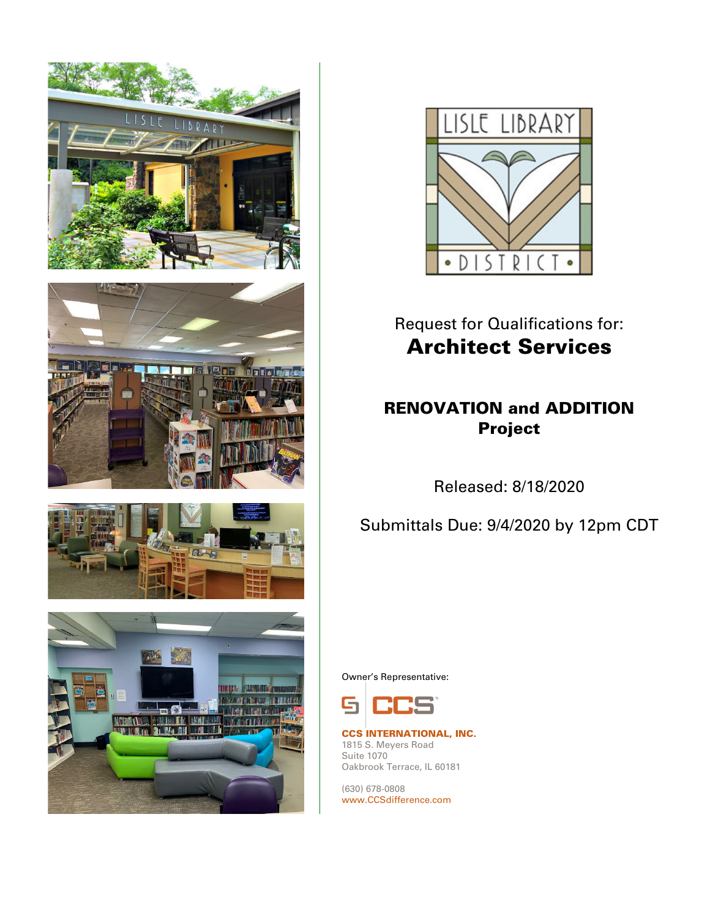# Request for Qualifications for:

# Architect Services

## RENOVATION and ADDITION Project

Released: 8/18/2020

Submittals Due: 9/4/2020 by 12pm CDT

Owner's Representative:

**CCS INTERNATIONAL, INC.**
1815 S. Meyers Road
Suite 1070
Oakbrook Terrace, IL 60181

(630) 678-0808
www.CCSdifference.com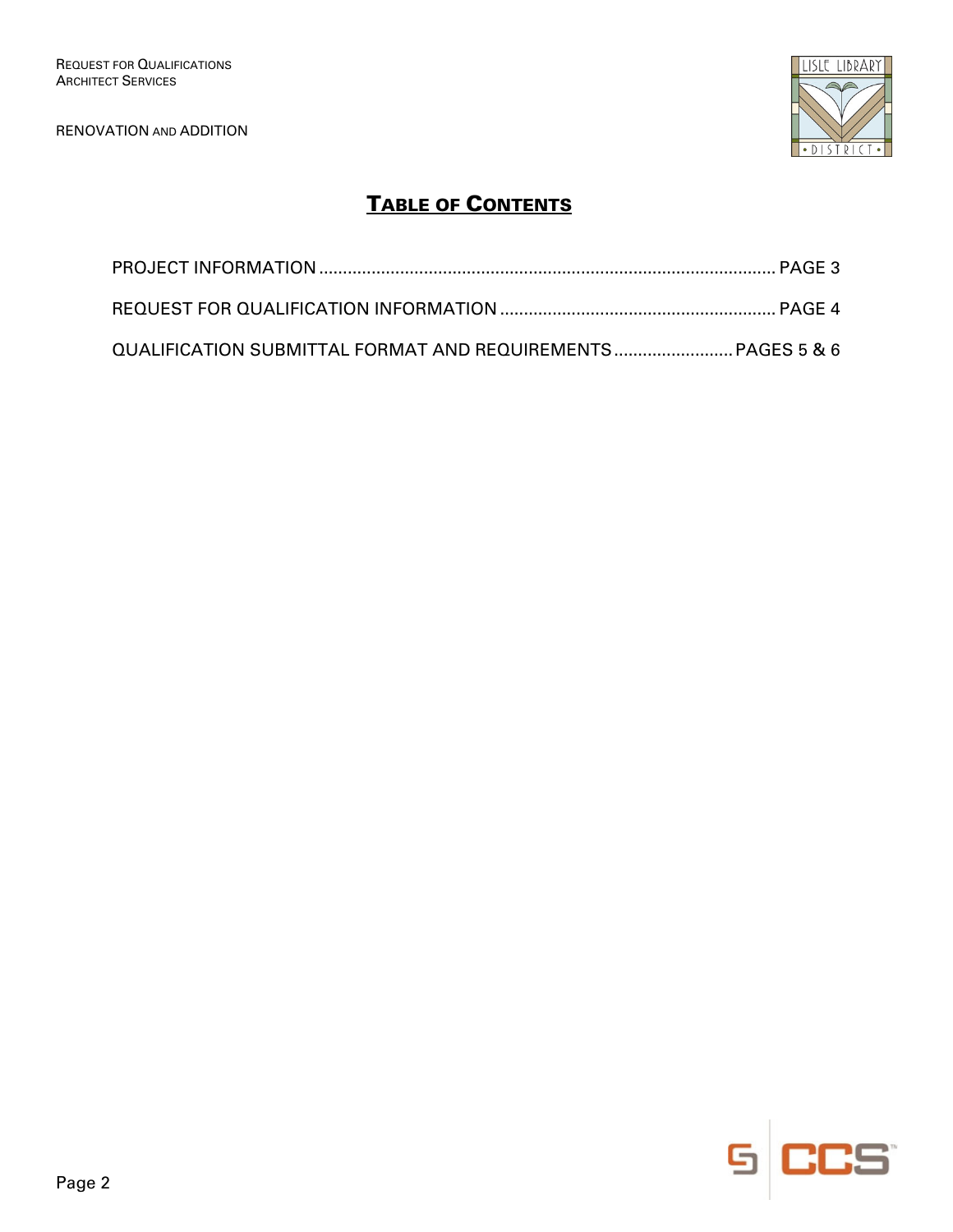# TABLE OF CONTENTS

PROJECT INFORMATION ........................................................................................ PAGE 3

REQUEST FOR QUALIFICATION INFORMATION ................................................... PAGE 4

QUALIFICATION SUBMITTAL FORMAT AND REQUIREMENTS ......................... PAGES 5 & 6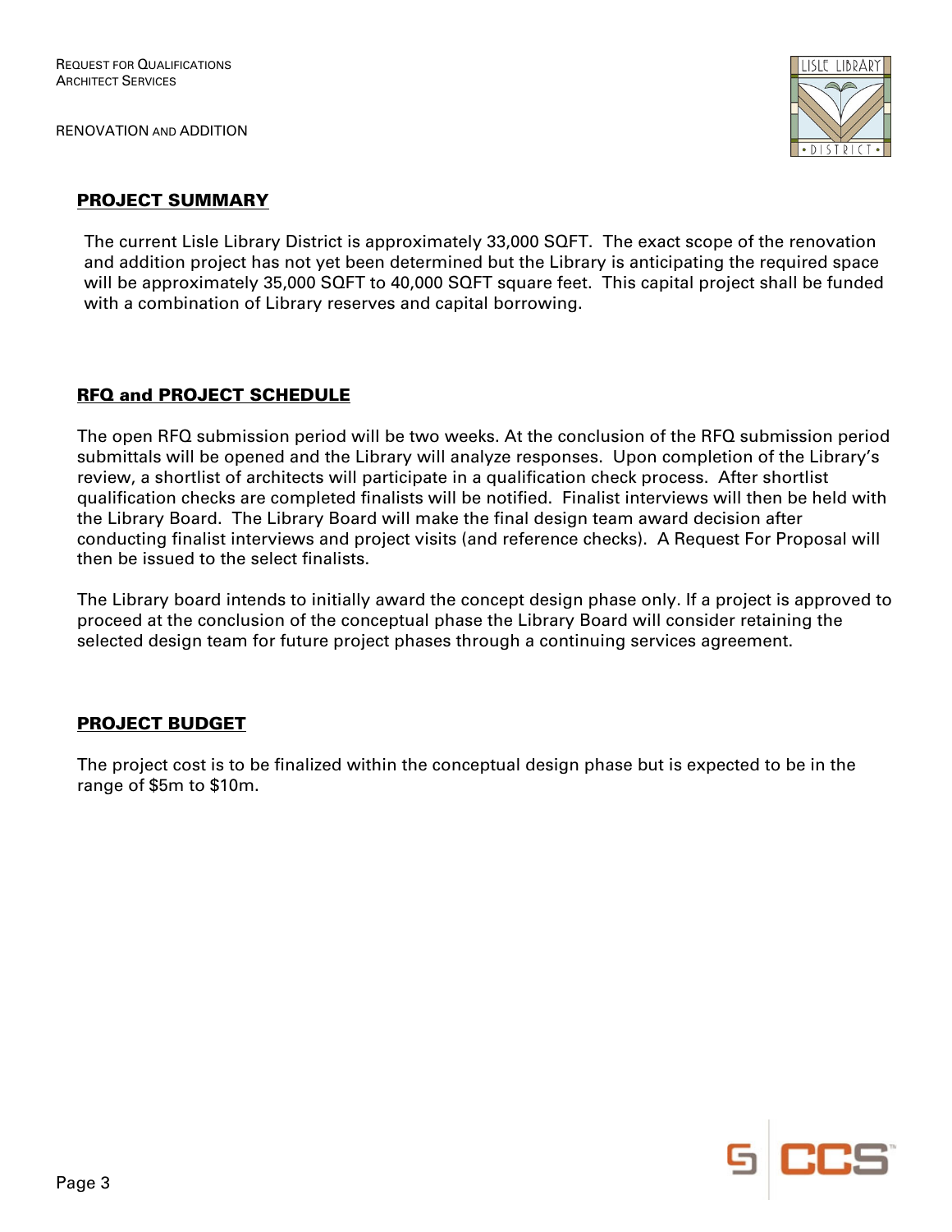## PROJECT SUMMARY

The current Lisle Library District is approximately 33,000 SQFT. The exact scope of the renovation and addition project has not yet been determined but the Library is anticipating the required space will be approximately 35,000 SQFT to 40,000 SQFT square feet. This capital project shall be funded with a combination of Library reserves and capital borrowing.

## RFQ and PROJECT SCHEDULE

The open RFQ submission period will be two weeks. At the conclusion of the RFQ submission period submittals will be opened and the Library will analyze responses. Upon completion of the Library's review, a shortlist of architects will participate in a qualification check process. After shortlist qualification checks are completed finalists will be notified. Finalist interviews will then be held with the Library Board. The Library Board will make the final design team award decision after conducting finalist interviews and project visits (and reference checks). A Request For Proposal will then be issued to the select finalists.

The Library board intends to initially award the concept design phase only. If a project is approved to proceed at the conclusion of the conceptual phase the Library Board will consider retaining the selected design team for future project phases through a continuing services agreement.

## PROJECT BUDGET

The project cost is to be finalized within the conceptual design phase but is expected to be in the range of $5m to $10m.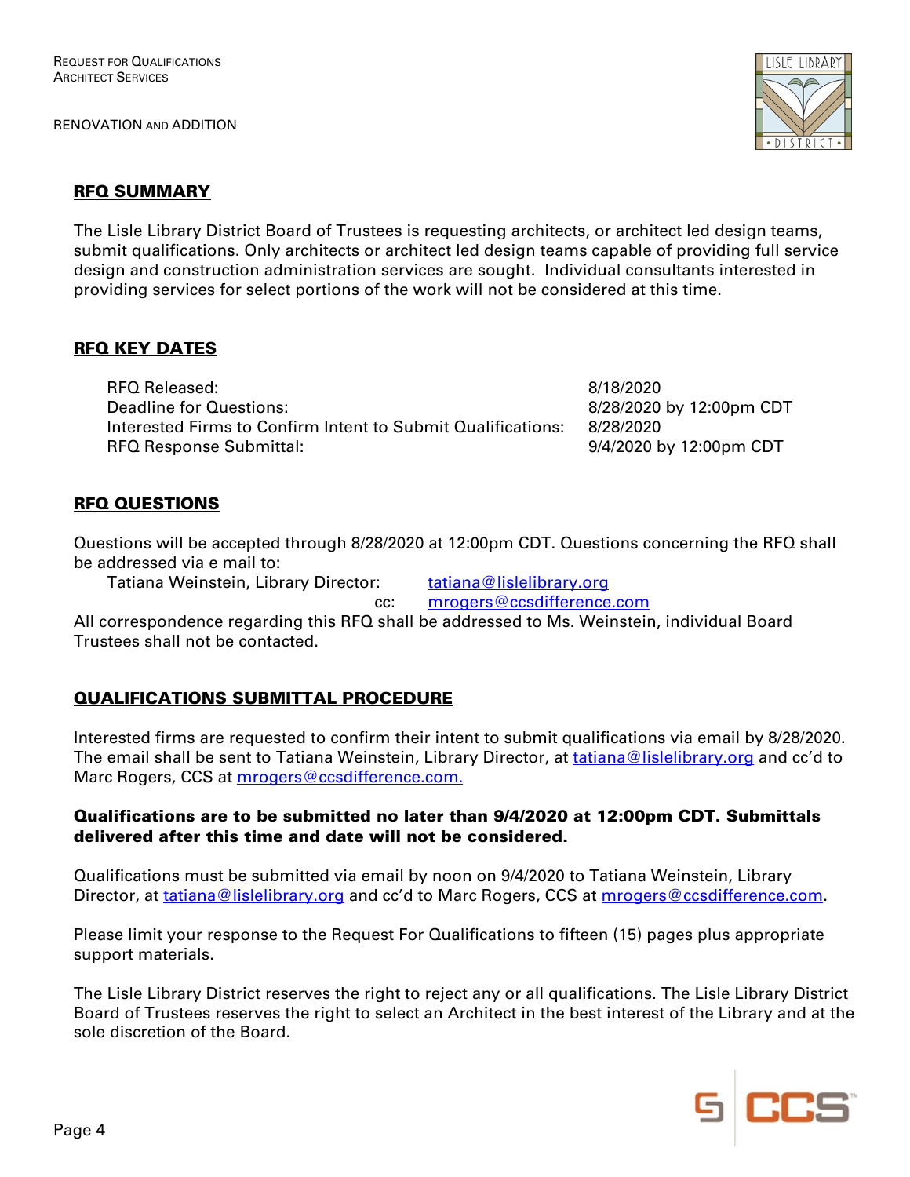## RFQ SUMMARY

The Lisle Library District Board of Trustees is requesting architects, or architect led design teams, submit qualifications. Only architects or architect led design teams capable of providing full service design and construction administration services are sought. Individual consultants interested in providing services for select portions of the work will not be considered at this time.

## RFQ KEY DATES

| | |
|---|---|
| RFQ Released: | 8/18/2020 |
| Deadline for Questions: | 8/28/2020 by 12:00pm CDT |
| Interested Firms to Confirm Intent to Submit Qualifications: | 8/28/2020 |
| RFQ Response Submittal: | 9/4/2020 by 12:00pm CDT |

## RFQ QUESTIONS

Questions will be accepted through 8/28/2020 at 12:00pm CDT. Questions concerning the RFQ shall be addressed via e mail to:

Tatiana Weinstein, Library Director: tatiana@lislelibrary.org
cc: mrogers@ccsdifference.com

All correspondence regarding this RFQ shall be addressed to Ms. Weinstein, individual Board Trustees shall not be contacted.

## QUALIFICATIONS SUBMITTAL PROCEDURE

Interested firms are requested to confirm their intent to submit qualifications via email by 8/28/2020. The email shall be sent to Tatiana Weinstein, Library Director, at tatiana@lislelibrary.org and cc'd to Marc Rogers, CCS at mrogers@ccsdifference.com.

**Qualifications are to be submitted no later than 9/4/2020 at 12:00pm CDT. Submittals delivered after this time and date will not be considered.**

Qualifications must be submitted via email by noon on 9/4/2020 to Tatiana Weinstein, Library Director, at tatiana@lislelibrary.org and cc'd to Marc Rogers, CCS at mrogers@ccsdifference.com.

Please limit your response to the Request For Qualifications to fifteen (15) pages plus appropriate support materials.

The Lisle Library District reserves the right to reject any or all qualifications. The Lisle Library District Board of Trustees reserves the right to select an Architect in the best interest of the Library and at the sole discretion of the Board.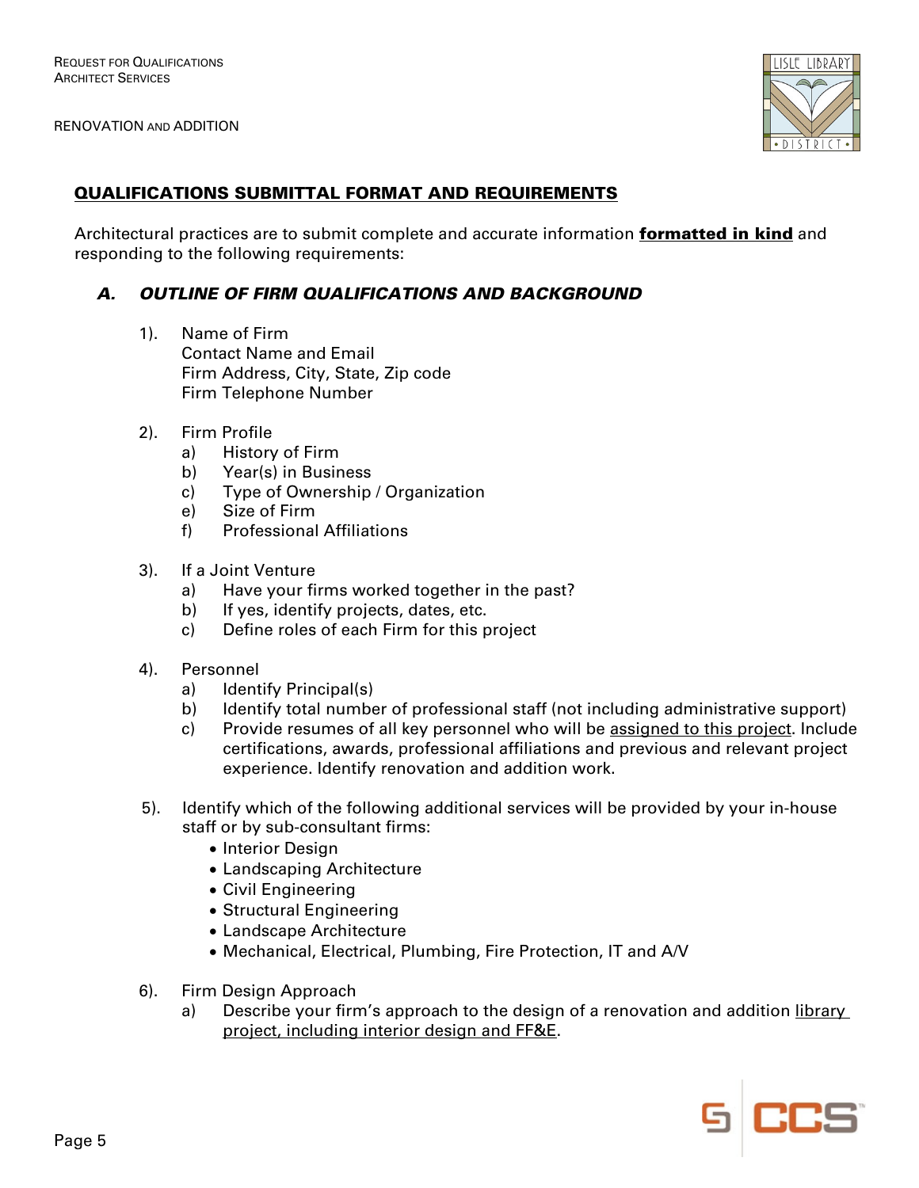## QUALIFICATIONS SUBMITTAL FORMAT AND REQUIREMENTS

Architectural practices are to submit complete and accurate information **formatted in kind** and responding to the following requirements:

### *A. OUTLINE OF FIRM QUALIFICATIONS AND BACKGROUND*

1). Name of Firm
Contact Name and Email
Firm Address, City, State, Zip code
Firm Telephone Number

2). Firm Profile
- a) History of Firm
- b) Year(s) in Business
- c) Type of Ownership / Organization
- e) Size of Firm
- f) Professional Affiliations

3). If a Joint Venture
- a) Have your firms worked together in the past?
- b) If yes, identify projects, dates, etc.
- c) Define roles of each Firm for this project

4). Personnel
- a) Identify Principal(s)
- b) Identify total number of professional staff (not including administrative support)
- c) Provide resumes of all key personnel who will be assigned to this project. Include certifications, awards, professional affiliations and previous and relevant project experience. Identify renovation and addition work.

5). Identify which of the following additional services will be provided by your in-house staff or by sub-consultant firms:
- Interior Design
- Landscaping Architecture
- Civil Engineering
- Structural Engineering
- Landscape Architecture
- Mechanical, Electrical, Plumbing, Fire Protection, IT and A/V

6). Firm Design Approach
- a) Describe your firm's approach to the design of a renovation and addition library project, including interior design and FF&E.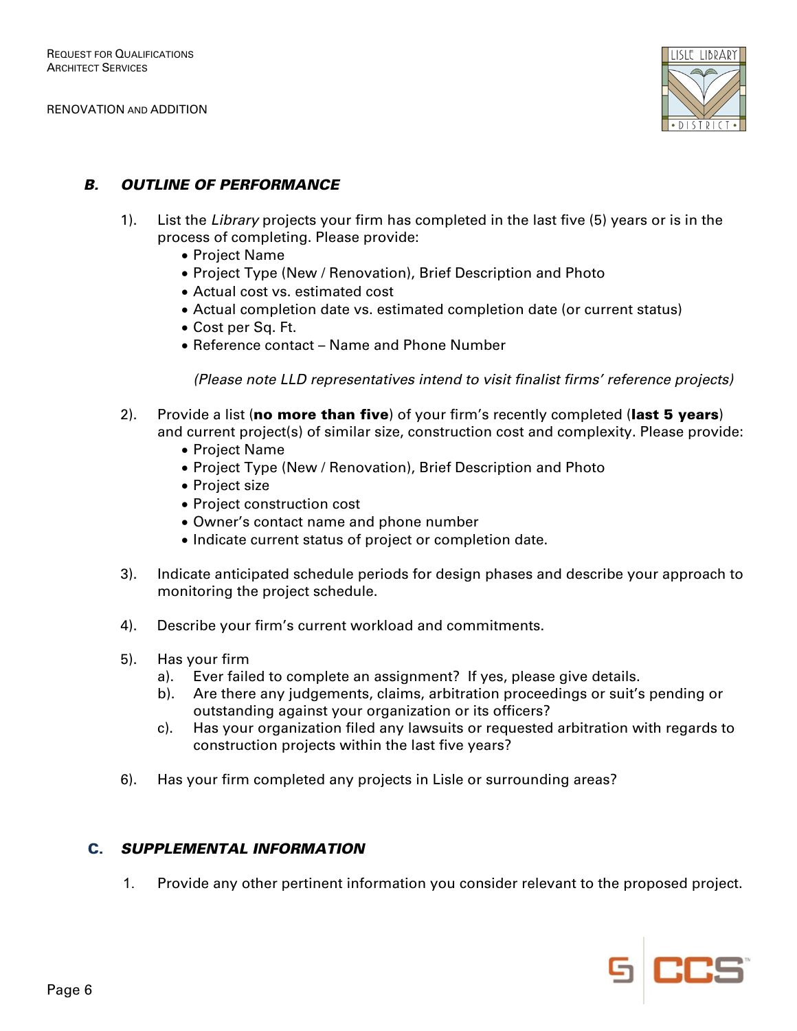## B. OUTLINE OF PERFORMANCE

1). List the *Library* projects your firm has completed in the last five (5) years or is in the process of completing. Please provide:
- Project Name
- Project Type (New / Renovation), Brief Description and Photo
- Actual cost vs. estimated cost
- Actual completion date vs. estimated completion date (or current status)
- Cost per Sq. Ft.
- Reference contact – Name and Phone Number

*(Please note LLD representatives intend to visit finalist firms' reference projects)*

2). Provide a list (**no more than five**) of your firm's recently completed (**last 5 years**) and current project(s) of similar size, construction cost and complexity. Please provide:
- Project Name
- Project Type (New / Renovation), Brief Description and Photo
- Project size
- Project construction cost
- Owner's contact name and phone number
- Indicate current status of project or completion date.

3). Indicate anticipated schedule periods for design phases and describe your approach to monitoring the project schedule.

4). Describe your firm's current workload and commitments.

5). Has your firm
   a). Ever failed to complete an assignment? If yes, please give details.
   b). Are there any judgements, claims, arbitration proceedings or suit's pending or outstanding against your organization or its officers?
   c). Has your organization filed any lawsuits or requested arbitration with regards to construction projects within the last five years?

6). Has your firm completed any projects in Lisle or surrounding areas?

## C. SUPPLEMENTAL INFORMATION

1. Provide any other pertinent information you consider relevant to the proposed project.